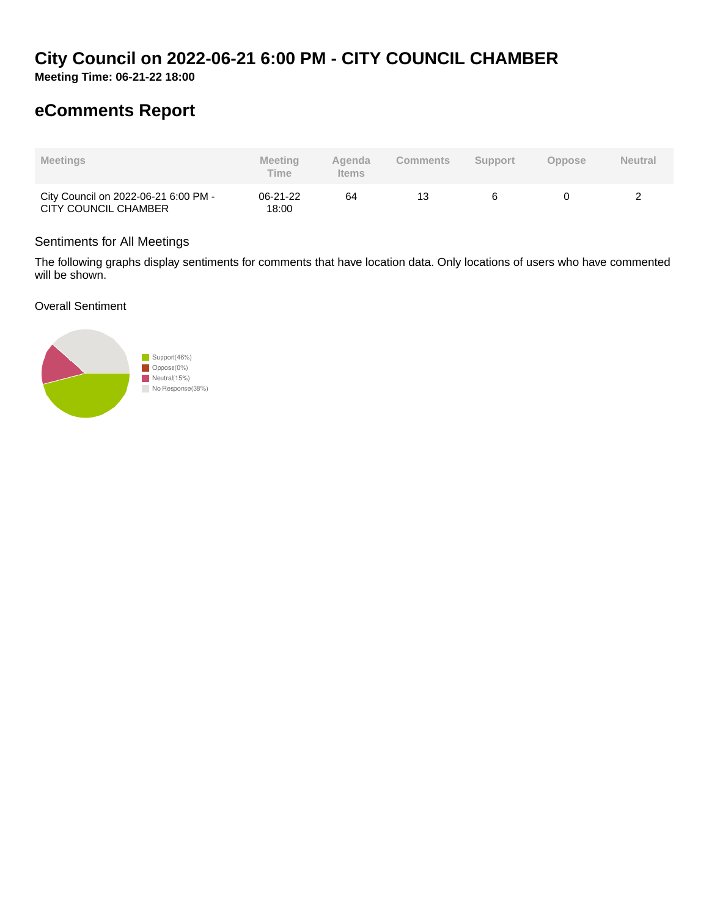# City Council on 2022-06-21 6:00 PM - CITY COUNCIL CHAMBER

**Meeting Time: 06-21-22 18:00**

## eComments Report

| Meetings | Meeting Time | Agenda Items | Comments | Support | Oppose | Neutral |
|---|---|---|---|---|---|---|
| City Council on 2022-06-21 6:00 PM - CITY COUNCIL CHAMBER | 06-21-22 18:00 | 64 | 13 | 6 | 0 | 2 |

### Sentiments for All Meetings

The following graphs display sentiments for comments that have location data. Only locations of users who have commented will be shown.

Overall Sentiment

- Support(46%)
- Oppose(0%)
- Neutral(15%)
- No Response(38%)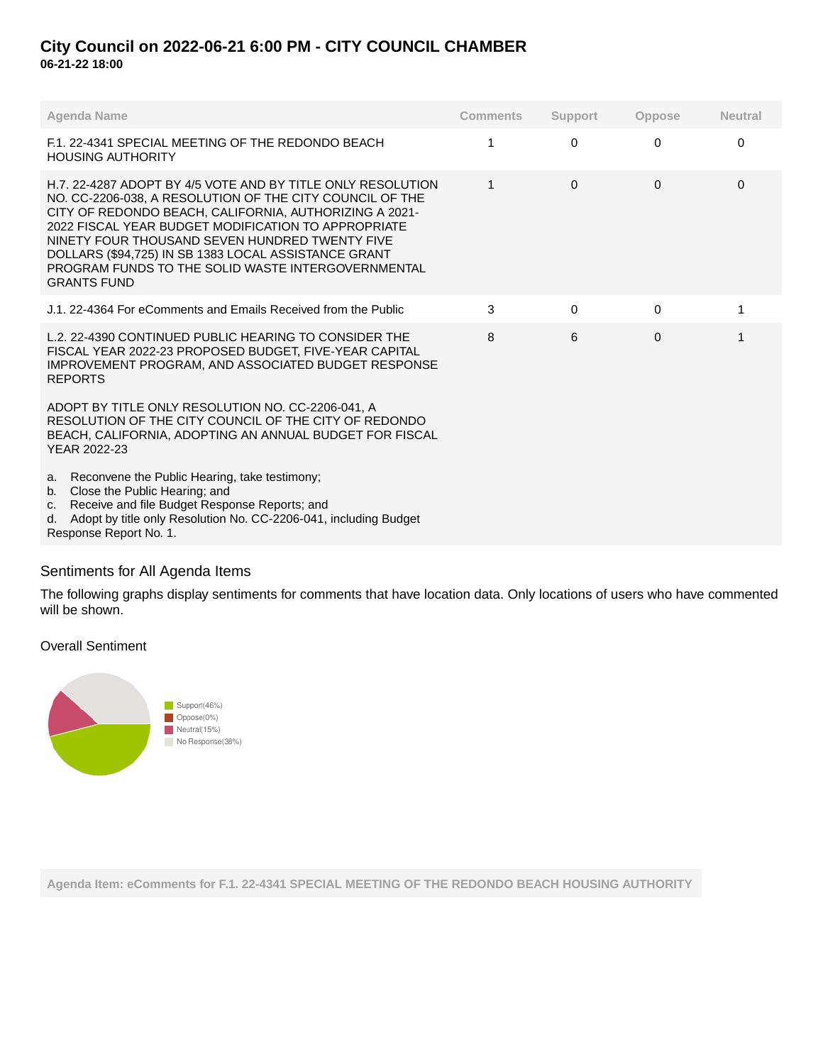# City Council on 2022-06-21 6:00 PM - CITY COUNCIL CHAMBER

**06-21-22 18:00**

| Agenda Name | Comments | Support | Oppose | Neutral |
|---|---|---|---|---|
| F.1. 22-4341 SPECIAL MEETING OF THE REDONDO BEACH HOUSING AUTHORITY | 1 | 0 | 0 | 0 |
| H.7. 22-4287 ADOPT BY 4/5 VOTE AND BY TITLE ONLY RESOLUTION NO. CC-2206-038, A RESOLUTION OF THE CITY COUNCIL OF THE CITY OF REDONDO BEACH, CALIFORNIA, AUTHORIZING A 2021-2022 FISCAL YEAR BUDGET MODIFICATION TO APPROPRIATE NINETY FOUR THOUSAND SEVEN HUNDRED TWENTY FIVE DOLLARS ($94,725) IN SB 1383 LOCAL ASSISTANCE GRANT PROGRAM FUNDS TO THE SOLID WASTE INTERGOVERNMENTAL GRANTS FUND | 1 | 0 | 0 | 0 |
| J.1. 22-4364 For eComments and Emails Received from the Public | 3 | 0 | 0 | 1 |
| L.2. 22-4390 CONTINUED PUBLIC HEARING TO CONSIDER THE FISCAL YEAR 2022-23 PROPOSED BUDGET, FIVE-YEAR CAPITAL IMPROVEMENT PROGRAM, AND ASSOCIATED BUDGET RESPONSE REPORTS<br><br>ADOPT BY TITLE ONLY RESOLUTION NO. CC-2206-041, A RESOLUTION OF THE CITY COUNCIL OF THE CITY OF REDONDO BEACH, CALIFORNIA, ADOPTING AN ANNUAL BUDGET FOR FISCAL YEAR 2022-23<br><br>a. Reconvene the Public Hearing, take testimony;<br>b. Close the Public Hearing; and<br>c. Receive and file Budget Response Reports; and<br>d. Adopt by title only Resolution No. CC-2206-041, including Budget Response Report No. 1. | 8 | 6 | 0 | 1 |

## Sentiments for All Agenda Items

The following graphs display sentiments for comments that have location data. Only locations of users who have commented will be shown.

### Overall Sentiment

- Support(46%)
- Oppose(0%)
- Neutral(15%)
- No Response(38%)

**Agenda Item: eComments for F.1. 22-4341 SPECIAL MEETING OF THE REDONDO BEACH HOUSING AUTHORITY**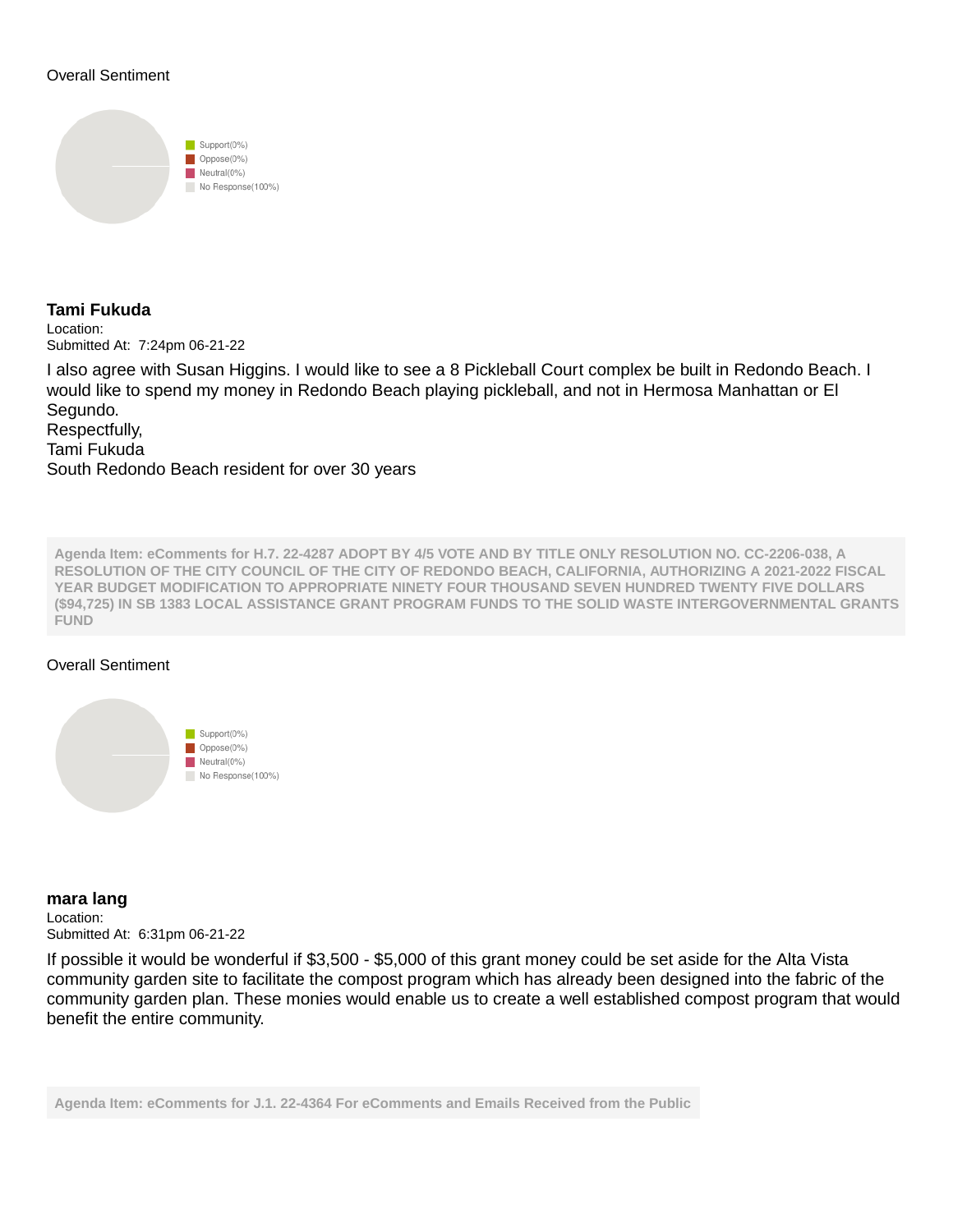Overall Sentiment

- Support(0%)
- Oppose(0%)
- Neutral(0%)
- No Response(100%)

**Tami Fukuda**
Location:
Submitted At: 7:24pm 06-21-22

I also agree with Susan Higgins. I would like to see a 8 Pickleball Court complex be built in Redondo Beach. I would like to spend my money in Redondo Beach playing pickleball, and not in Hermosa Manhattan or El Segundo.
Respectfully,
Tami Fukuda
South Redondo Beach resident for over 30 years

**Agenda Item: eComments for H.7. 22-4287 ADOPT BY 4/5 VOTE AND BY TITLE ONLY RESOLUTION NO. CC-2206-038, A RESOLUTION OF THE CITY COUNCIL OF THE CITY OF REDONDO BEACH, CALIFORNIA, AUTHORIZING A 2021-2022 FISCAL YEAR BUDGET MODIFICATION TO APPROPRIATE NINETY FOUR THOUSAND SEVEN HUNDRED TWENTY FIVE DOLLARS ($94,725) IN SB 1383 LOCAL ASSISTANCE GRANT PROGRAM FUNDS TO THE SOLID WASTE INTERGOVERNMENTAL GRANTS FUND**

Overall Sentiment

- Support(0%)
- Oppose(0%)
- Neutral(0%)
- No Response(100%)

**mara lang**
Location:
Submitted At: 6:31pm 06-21-22

If possible it would be wonderful if $3,500 - $5,000 of this grant money could be set aside for the Alta Vista community garden site to facilitate the compost program which has already been designed into the fabric of the community garden plan. These monies would enable us to create a well established compost program that would benefit the entire community.

**Agenda Item: eComments for J.1. 22-4364 For eComments and Emails Received from the Public**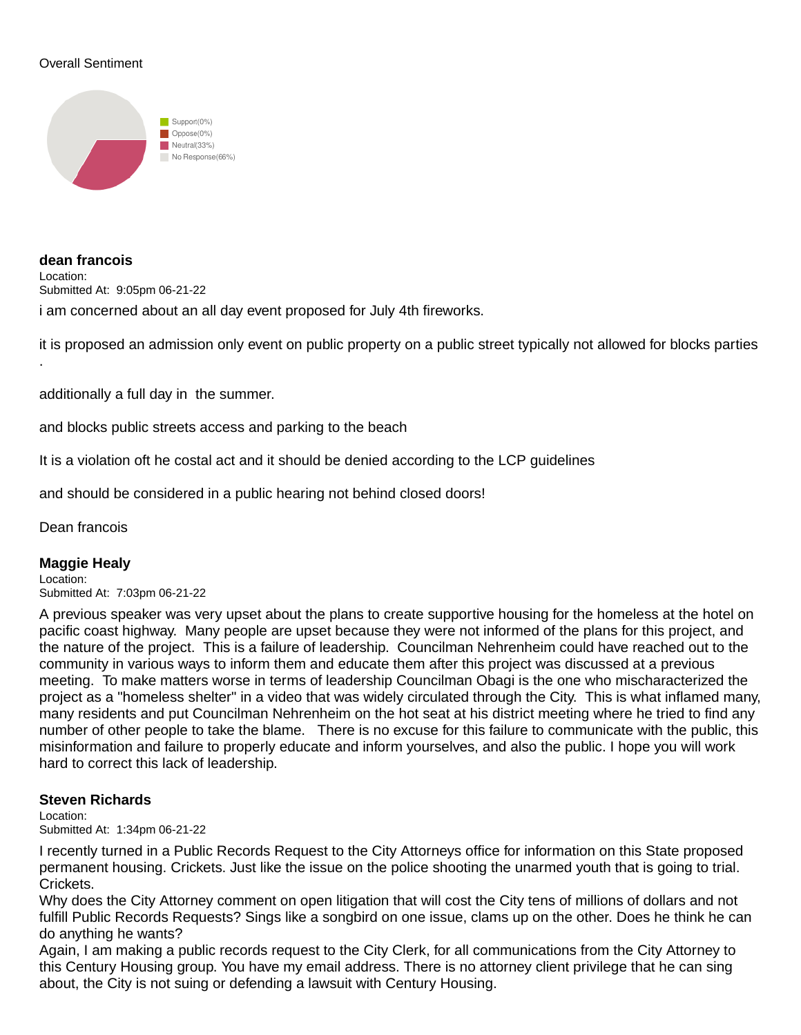Overall Sentiment

Support(0%)
Oppose(0%)
Neutral(33%)
No Response(66%)

**dean francois**
Location:
Submitted At: 9:05pm 06-21-22

i am concerned about an all day event proposed for July 4th fireworks.

it is proposed an admission only event on public property on a public street typically not allowed for blocks parties .

additionally a full day in the summer.

and blocks public streets access and parking to the beach

It is a violation oft he costal act and it should be denied according to the LCP guidelines

and should be considered in a public hearing not behind closed doors!

Dean francois

**Maggie Healy**
Location:
Submitted At: 7:03pm 06-21-22

A previous speaker was very upset about the plans to create supportive housing for the homeless at the hotel on pacific coast highway. Many people are upset because they were not informed of the plans for this project, and the nature of the project. This is a failure of leadership. Councilman Nehrenheim could have reached out to the community in various ways to inform them and educate them after this project was discussed at a previous meeting. To make matters worse in terms of leadership Councilman Obagi is the one who mischaracterized the project as a "homeless shelter" in a video that was widely circulated through the City. This is what inflamed many, many residents and put Councilman Nehrenheim on the hot seat at his district meeting where he tried to find any number of other people to take the blame. There is no excuse for this failure to communicate with the public, this misinformation and failure to properly educate and inform yourselves, and also the public. I hope you will work hard to correct this lack of leadership.

**Steven Richards**
Location:
Submitted At: 1:34pm 06-21-22

I recently turned in a Public Records Request to the City Attorneys office for information on this State proposed permanent housing. Crickets. Just like the issue on the police shooting the unarmed youth that is going to trial. Crickets.
Why does the City Attorney comment on open litigation that will cost the City tens of millions of dollars and not fulfill Public Records Requests? Sings like a songbird on one issue, clams up on the other. Does he think he can do anything he wants?
Again, I am making a public records request to the City Clerk, for all communications from the City Attorney to this Century Housing group. You have my email address. There is no attorney client privilege that he can sing about, the City is not suing or defending a lawsuit with Century Housing.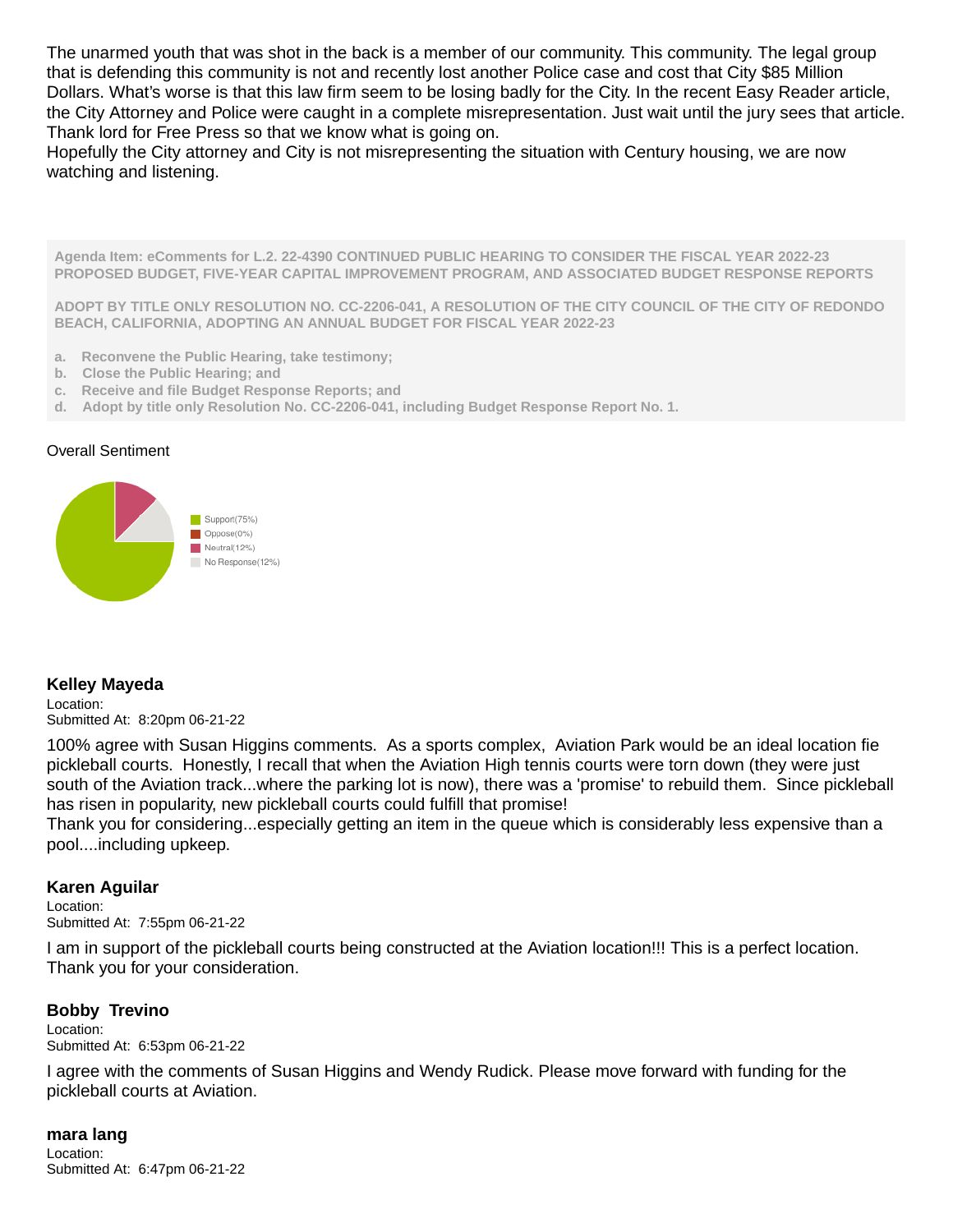The unarmed youth that was shot in the back is a member of our community. This community. The legal group that is defending this community is not and recently lost another Police case and cost that City $85 Million Dollars. What's worse is that this law firm seem to be losing badly for the City. In the recent Easy Reader article, the City Attorney and Police were caught in a complete misrepresentation. Just wait until the jury sees that article. Thank lord for Free Press so that we know what is going on.
Hopefully the City attorney and City is not misrepresenting the situation with Century housing, we are now watching and listening.

**Agenda Item: eComments for L.2. 22-4390 CONTINUED PUBLIC HEARING TO CONSIDER THE FISCAL YEAR 2022-23 PROPOSED BUDGET, FIVE-YEAR CAPITAL IMPROVEMENT PROGRAM, AND ASSOCIATED BUDGET RESPONSE REPORTS**

**ADOPT BY TITLE ONLY RESOLUTION NO. CC-2206-041, A RESOLUTION OF THE CITY COUNCIL OF THE CITY OF REDONDO BEACH, CALIFORNIA, ADOPTING AN ANNUAL BUDGET FOR FISCAL YEAR 2022-23**

a. **Reconvene the Public Hearing, take testimony;**
b. **Close the Public Hearing; and**
c. **Receive and file Budget Response Reports; and**
d. **Adopt by title only Resolution No. CC-2206-041, including Budget Response Report No. 1.**

Overall Sentiment

Support(75%)
Oppose(0%)
Neutral(12%)
No Response(12%)

### Kelley Mayeda

Location:
Submitted At: 8:20pm 06-21-22

100% agree with Susan Higgins comments. As a sports complex, Aviation Park would be an ideal location fie pickleball courts. Honestly, I recall that when the Aviation High tennis courts were torn down (they were just south of the Aviation track...where the parking lot is now), there was a 'promise' to rebuild them. Since pickleball has risen in popularity, new pickleball courts could fulfill that promise!
Thank you for considering...especially getting an item in the queue which is considerably less expensive than a pool....including upkeep.

### Karen Aguilar

Location:
Submitted At: 7:55pm 06-21-22

I am in support of the pickleball courts being constructed at the Aviation location!!! This is a perfect location. Thank you for your consideration.

### Bobby Trevino

Location:
Submitted At: 6:53pm 06-21-22

I agree with the comments of Susan Higgins and Wendy Rudick. Please move forward with funding for the pickleball courts at Aviation.

### mara lang

Location:
Submitted At: 6:47pm 06-21-22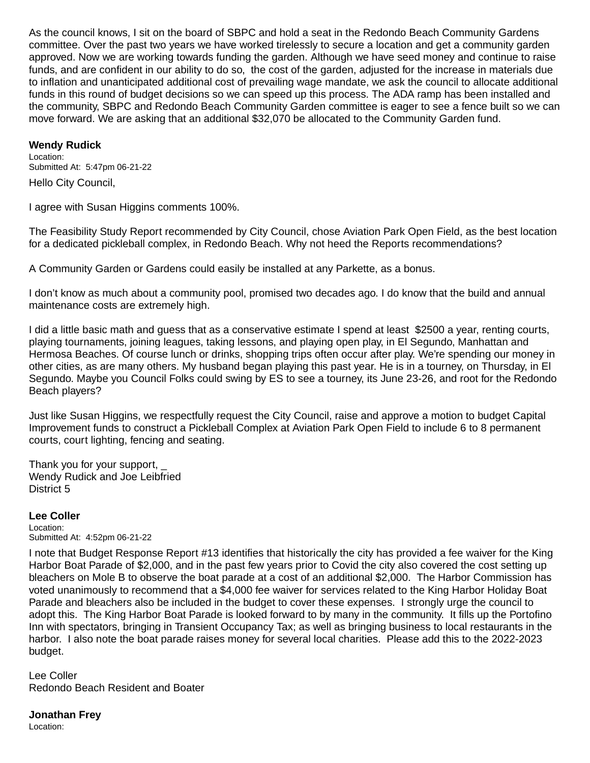As the council knows, I sit on the board of SBPC and hold a seat in the Redondo Beach Community Gardens committee. Over the past two years we have worked tirelessly to secure a location and get a community garden approved. Now we are working towards funding the garden. Although we have seed money and continue to raise funds, and are confident in our ability to do so,  the cost of the garden, adjusted for the increase in materials due to inflation and unanticipated additional cost of prevailing wage mandate, we ask the council to allocate additional funds in this round of budget decisions so we can speed up this process. The ADA ramp has been installed and the community, SBPC and Redondo Beach Community Garden committee is eager to see a fence built so we can move forward. We are asking that an additional $32,070 be allocated to the Community Garden fund.

**Wendy Rudick**
Location:
Submitted At:  5:47pm 06-21-22

Hello City Council,

I agree with Susan Higgins comments 100%.

The Feasibility Study Report recommended by City Council, chose Aviation Park Open Field, as the best location for a dedicated pickleball complex, in Redondo Beach. Why not heed the Reports recommendations?

A Community Garden or Gardens could easily be installed at any Parkette, as a bonus.

I don't know as much about a community pool, promised two decades ago. I do know that the build and annual maintenance costs are extremely high.

I did a little basic math and guess that as a conservative estimate I spend at least  $2500 a year, renting courts, playing tournaments, joining leagues, taking lessons, and playing open play, in El Segundo, Manhattan and Hermosa Beaches. Of course lunch or drinks, shopping trips often occur after play. We're spending our money in other cities, as are many others. My husband began playing this past year. He is in a tourney, on Thursday, in El Segundo. Maybe you Council Folks could swing by ES to see a tourney, its June 23-26, and root for the Redondo Beach players?

Just like Susan Higgins, we respectfully request the City Council, raise and approve a motion to budget Capital Improvement funds to construct a Pickleball Complex at Aviation Park Open Field to include 6 to 8 permanent courts, court lighting, fencing and seating.

Thank you for your support, _
Wendy Rudick and Joe Leibfried
District 5

**Lee Coller**
Location:
Submitted At:  4:52pm 06-21-22

I note that Budget Response Report #13 identifies that historically the city has provided a fee waiver for the King Harbor Boat Parade of $2,000, and in the past few years prior to Covid the city also covered the cost setting up bleachers on Mole B to observe the boat parade at a cost of an additional $2,000.  The Harbor Commission has voted unanimously to recommend that a $4,000 fee waiver for services related to the King Harbor Holiday Boat Parade and bleachers also be included in the budget to cover these expenses.  I strongly urge the council to adopt this.  The King Harbor Boat Parade is looked forward to by many in the community.  It fills up the Portofino Inn with spectators, bringing in Transient Occupancy Tax; as well as bringing business to local restaurants in the harbor.  I also note the boat parade raises money for several local charities.  Please add this to the 2022-2023 budget.

Lee Coller
Redondo Beach Resident and Boater

**Jonathan Frey**
Location: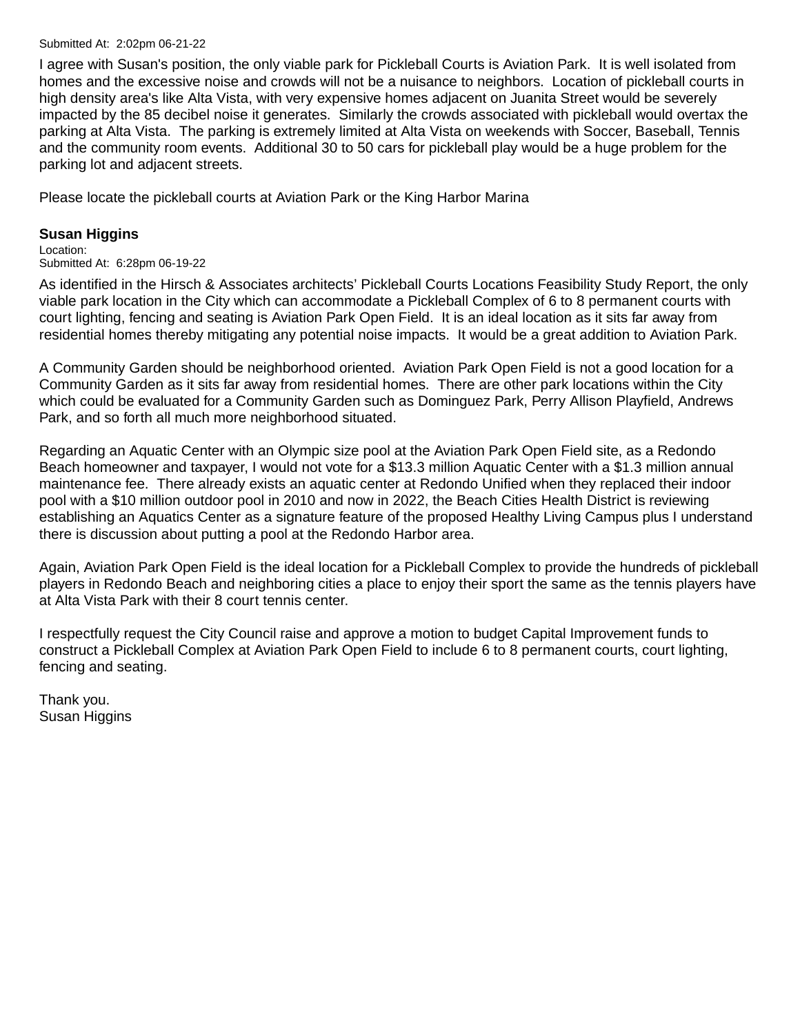Submitted At: 2:02pm 06-21-22

I agree with Susan's position, the only viable park for Pickleball Courts is Aviation Park. It is well isolated from homes and the excessive noise and crowds will not be a nuisance to neighbors. Location of pickleball courts in high density area's like Alta Vista, with very expensive homes adjacent on Juanita Street would be severely impacted by the 85 decibel noise it generates. Similarly the crowds associated with pickleball would overtax the parking at Alta Vista. The parking is extremely limited at Alta Vista on weekends with Soccer, Baseball, Tennis and the community room events. Additional 30 to 50 cars for pickleball play would be a huge problem for the parking lot and adjacent streets.

Please locate the pickleball courts at Aviation Park or the King Harbor Marina

**Susan Higgins**
Location:
Submitted At: 6:28pm 06-19-22

As identified in the Hirsch & Associates architects' Pickleball Courts Locations Feasibility Study Report, the only viable park location in the City which can accommodate a Pickleball Complex of 6 to 8 permanent courts with court lighting, fencing and seating is Aviation Park Open Field. It is an ideal location as it sits far away from residential homes thereby mitigating any potential noise impacts. It would be a great addition to Aviation Park.

A Community Garden should be neighborhood oriented. Aviation Park Open Field is not a good location for a Community Garden as it sits far away from residential homes. There are other park locations within the City which could be evaluated for a Community Garden such as Dominguez Park, Perry Allison Playfield, Andrews Park, and so forth all much more neighborhood situated.

Regarding an Aquatic Center with an Olympic size pool at the Aviation Park Open Field site, as a Redondo Beach homeowner and taxpayer, I would not vote for a $13.3 million Aquatic Center with a $1.3 million annual maintenance fee. There already exists an aquatic center at Redondo Unified when they replaced their indoor pool with a $10 million outdoor pool in 2010 and now in 2022, the Beach Cities Health District is reviewing establishing an Aquatics Center as a signature feature of the proposed Healthy Living Campus plus I understand there is discussion about putting a pool at the Redondo Harbor area.

Again, Aviation Park Open Field is the ideal location for a Pickleball Complex to provide the hundreds of pickleball players in Redondo Beach and neighboring cities a place to enjoy their sport the same as the tennis players have at Alta Vista Park with their 8 court tennis center.

I respectfully request the City Council raise and approve a motion to budget Capital Improvement funds to construct a Pickleball Complex at Aviation Park Open Field to include 6 to 8 permanent courts, court lighting, fencing and seating.

Thank you.
Susan Higgins